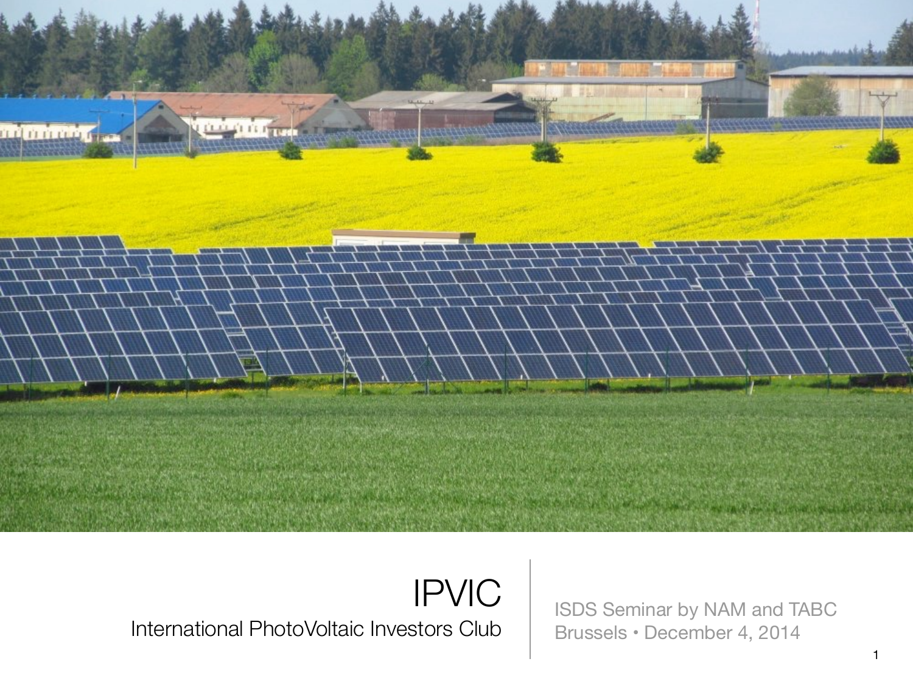# IPVIC

International PhotoVoltaic Investors Club

ISDS Seminar by NAM and TABC
Brussels • December 4, 2014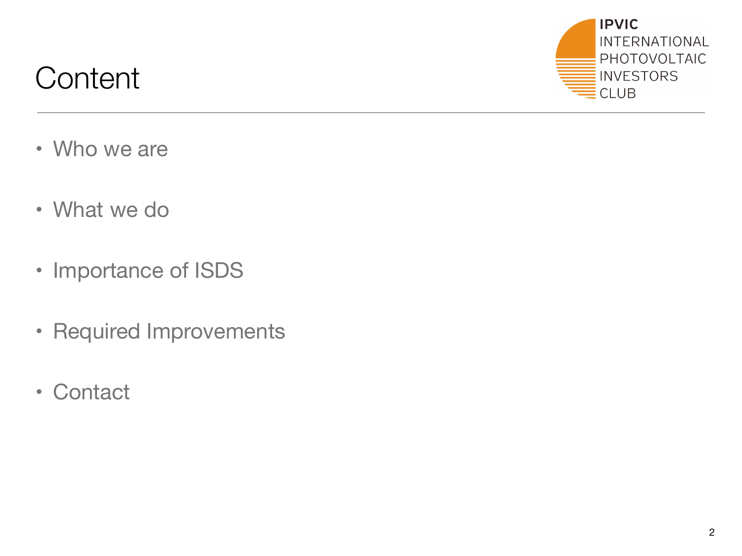# Content

- Who we are
- What we do
- Importance of ISDS
- Required Improvements
- Contact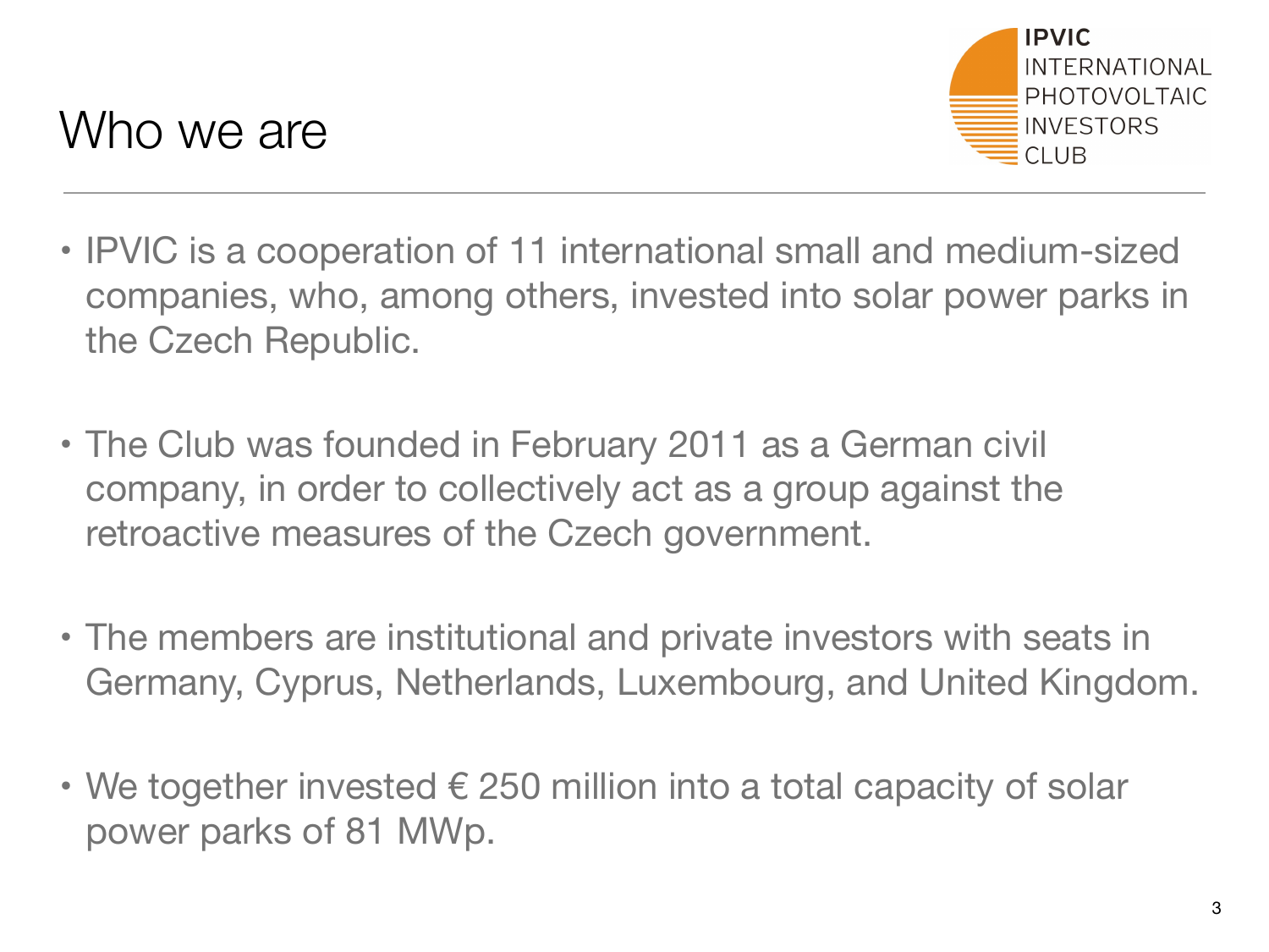# Who we are

IPVIC
INTERNATIONAL PHOTOVOLTAIC INVESTORS CLUB

- IPVIC is a cooperation of 11 international small and medium-sized companies, who, among others, invested into solar power parks in the Czech Republic.
- The Club was founded in February 2011 as a German civil company, in order to collectively act as a group against the retroactive measures of the Czech government.
- The members are institutional and private investors with seats in Germany, Cyprus, Netherlands, Luxembourg, and United Kingdom.
- We together invested € 250 million into a total capacity of solar power parks of 81 MWp.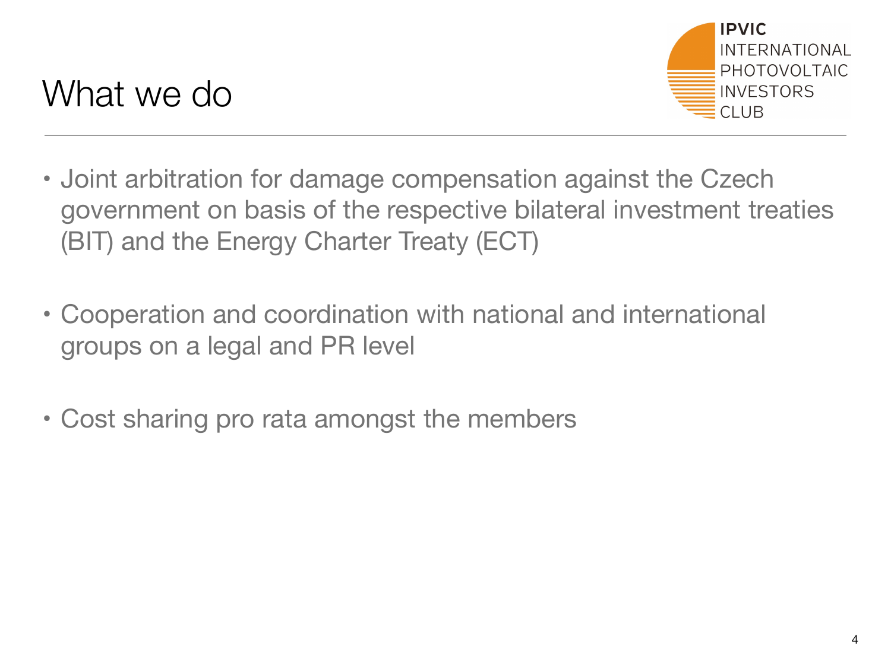# What we do

IPVIC INTERNATIONAL PHOTOVOLTAIC INVESTORS CLUB

- Joint arbitration for damage compensation against the Czech government on basis of the respective bilateral investment treaties (BIT) and the Energy Charter Treaty (ECT)

- Cooperation and coordination with national and international groups on a legal and PR level

- Cost sharing pro rata amongst the members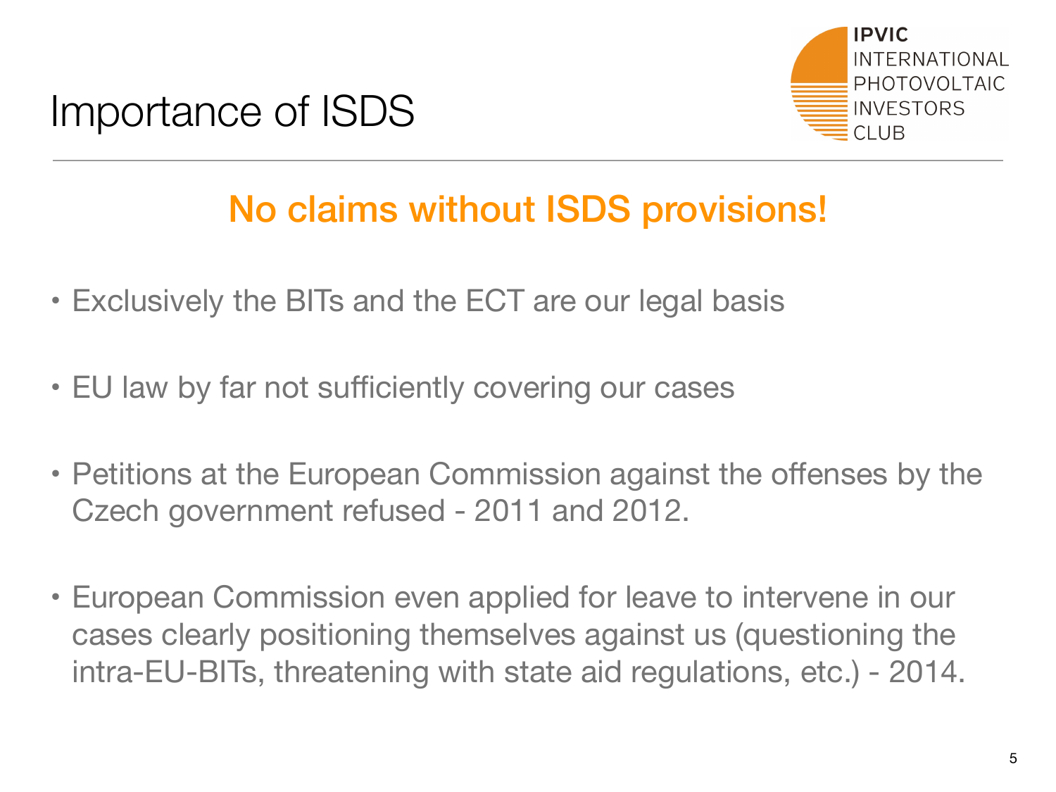# Importance of ISDS

IPVIC INTERNATIONAL PHOTOVOLTAIC INVESTORS CLUB

## No claims without ISDS provisions!

- Exclusively the BITs and the ECT are our legal basis
- EU law by far not sufficiently covering our cases
- Petitions at the European Commission against the offenses by the Czech government refused - 2011 and 2012.
- European Commission even applied for leave to intervene in our cases clearly positioning themselves against us (questioning the intra-EU-BITs, threatening with state aid regulations, etc.) - 2014.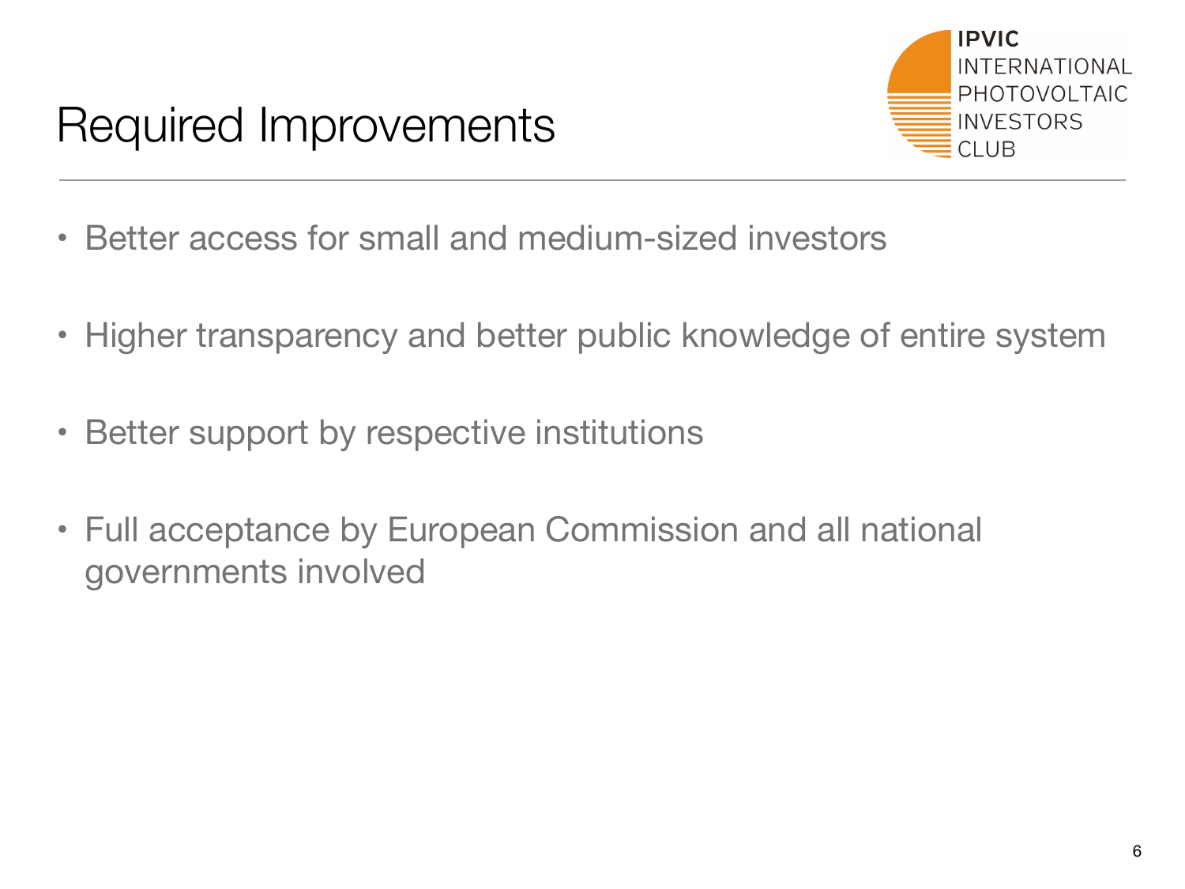# Required Improvements

- Better access for small and medium-sized investors
- Higher transparency and better public knowledge of entire system
- Better support by respective institutions
- Full acceptance by European Commission and all national governments involved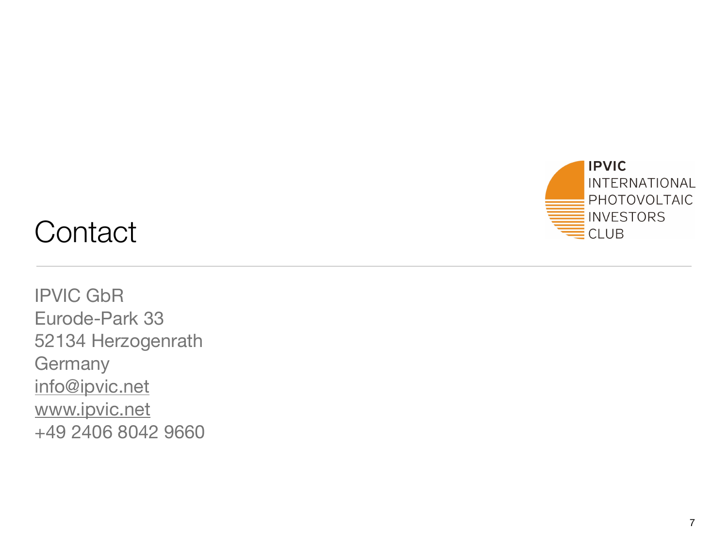IPVIC
INTERNATIONAL
PHOTOVOLTAIC
INVESTORS
CLUB

# Contact

IPVIC GbR
Eurode-Park 33
52134 Herzogenrath
Germany
info@ipvic.net
www.ipvic.net
+49 2406 8042 9660